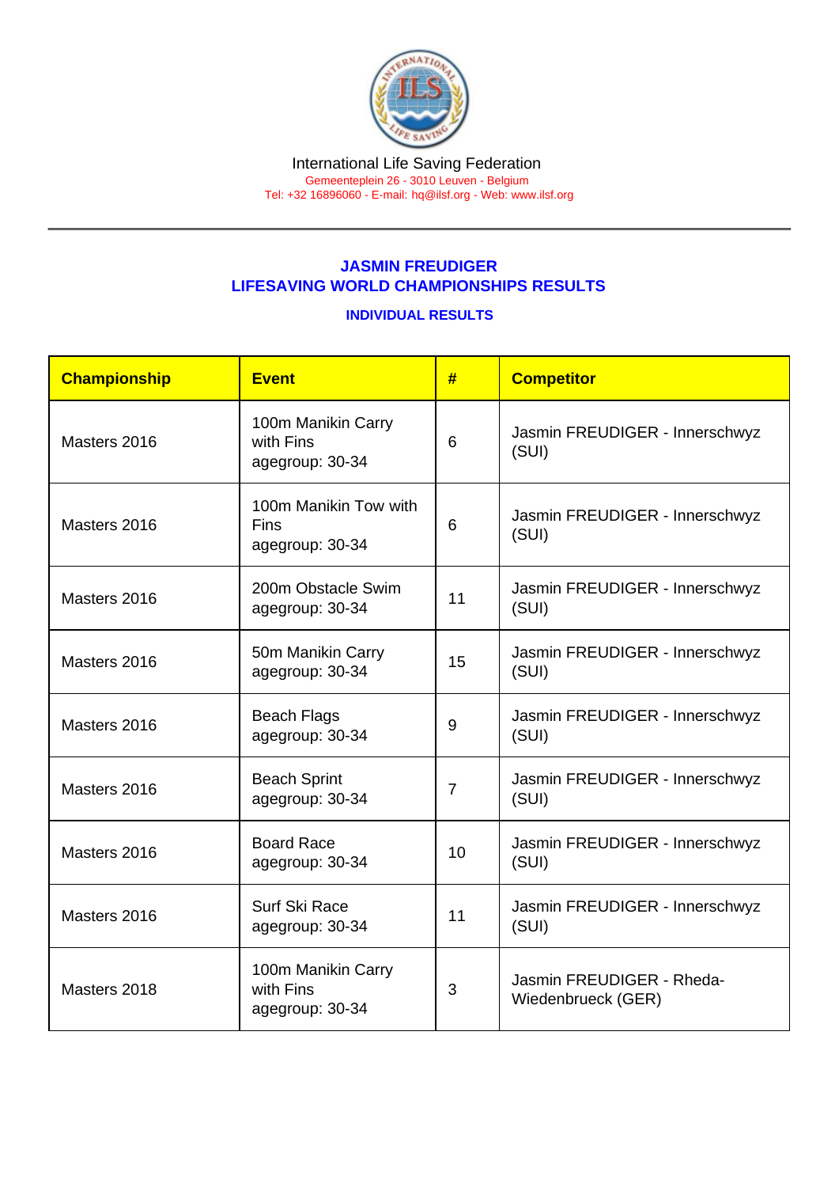International Life Saving Federation
Gemeenteplein 26 - 3010 Leuven - Belgium
Tel: +32 16896060 - E-mail: hq@ilsf.org - Web: www.ilsf.org

## JASMIN FREUDIGER
## LIFESAVING WORLD CHAMPIONSHIPS RESULTS

### INDIVIDUAL RESULTS

| Championship | Event | # | Competitor |
|---|---|---|---|
| Masters 2016 | 100m Manikin Carry with Fins agegroup: 30-34 | 6 | Jasmin FREUDIGER - Innerschwyz (SUI) |
| Masters 2016 | 100m Manikin Tow with Fins agegroup: 30-34 | 6 | Jasmin FREUDIGER - Innerschwyz (SUI) |
| Masters 2016 | 200m Obstacle Swim agegroup: 30-34 | 11 | Jasmin FREUDIGER - Innerschwyz (SUI) |
| Masters 2016 | 50m Manikin Carry agegroup: 30-34 | 15 | Jasmin FREUDIGER - Innerschwyz (SUI) |
| Masters 2016 | Beach Flags agegroup: 30-34 | 9 | Jasmin FREUDIGER - Innerschwyz (SUI) |
| Masters 2016 | Beach Sprint agegroup: 30-34 | 7 | Jasmin FREUDIGER - Innerschwyz (SUI) |
| Masters 2016 | Board Race agegroup: 30-34 | 10 | Jasmin FREUDIGER - Innerschwyz (SUI) |
| Masters 2016 | Surf Ski Race agegroup: 30-34 | 11 | Jasmin FREUDIGER - Innerschwyz (SUI) |
| Masters 2018 | 100m Manikin Carry with Fins agegroup: 30-34 | 3 | Jasmin FREUDIGER - Rheda-Wiedenbrueck (GER) |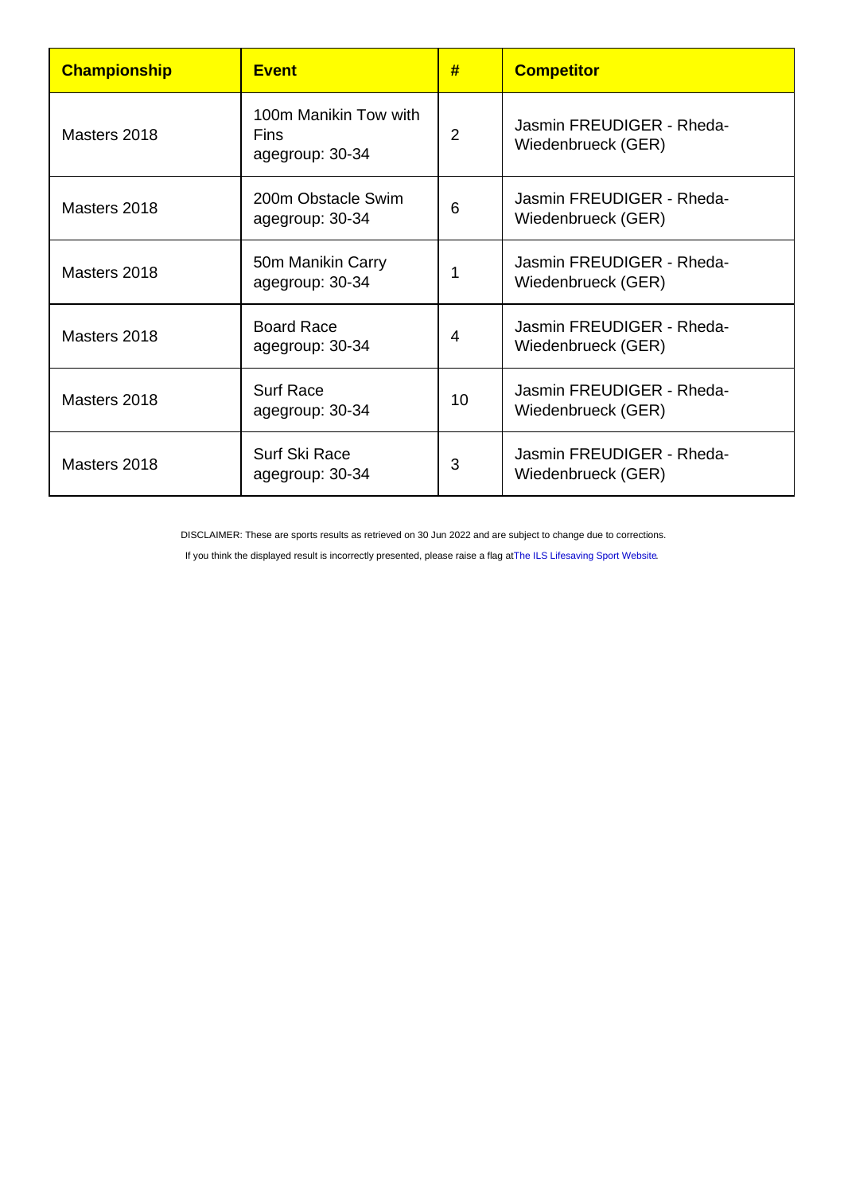| Championship | Event | # | Competitor |
| --- | --- | --- | --- |
| Masters 2018 | 100m Manikin Tow with Fins agegroup: 30-34 | 2 | Jasmin FREUDIGER - Rheda-Wiedenbrueck (GER) |
| Masters 2018 | 200m Obstacle Swim agegroup: 30-34 | 6 | Jasmin FREUDIGER - Rheda-Wiedenbrueck (GER) |
| Masters 2018 | 50m Manikin Carry agegroup: 30-34 | 1 | Jasmin FREUDIGER - Rheda-Wiedenbrueck (GER) |
| Masters 2018 | Board Race agegroup: 30-34 | 4 | Jasmin FREUDIGER - Rheda-Wiedenbrueck (GER) |
| Masters 2018 | Surf Race agegroup: 30-34 | 10 | Jasmin FREUDIGER - Rheda-Wiedenbrueck (GER) |
| Masters 2018 | Surf Ski Race agegroup: 30-34 | 3 | Jasmin FREUDIGER - Rheda-Wiedenbrueck (GER) |

DISCLAIMER: These are sports results as retrieved on 30 Jun 2022 and are subject to change due to corrections.

If you think the displayed result is incorrectly presented, please raise a flag at The ILS Lifesaving Sport Website.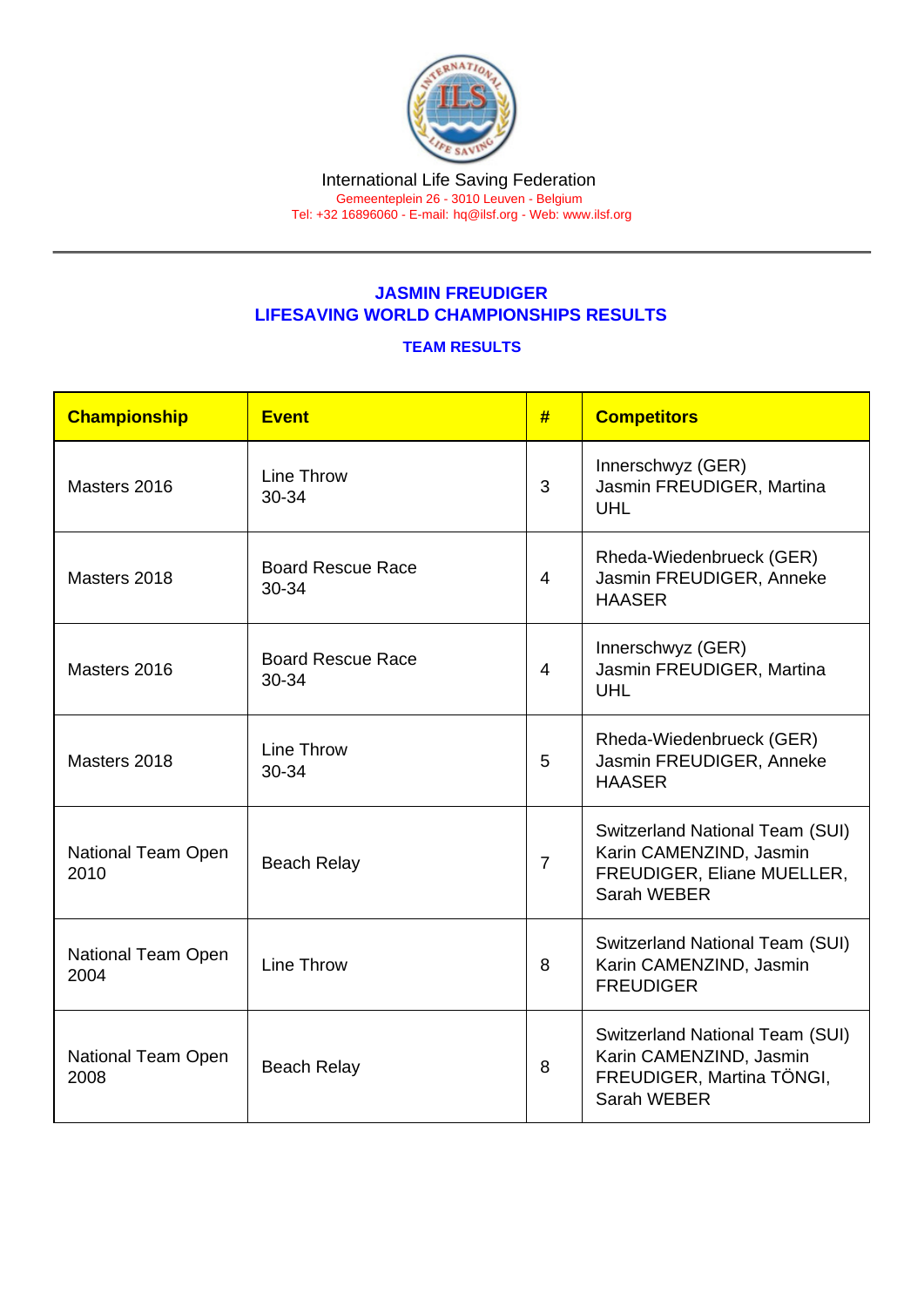International Life Saving Federation
Gemeenteplein 26 - 3010 Leuven - Belgium
Tel: +32 16896060 - E-mail: hq@ilsf.org - Web: www.ilsf.org

## JASMIN FREUDIGER
## LIFESAVING WORLD CHAMPIONSHIPS RESULTS

### TEAM RESULTS

| Championship | Event | # | Competitors |
|---|---|---|---|
| Masters 2016 | Line Throw 30-34 | 3 | Innerschwyz (GER) Jasmin FREUDIGER, Martina UHL |
| Masters 2018 | Board Rescue Race 30-34 | 4 | Rheda-Wiedenbrueck (GER) Jasmin FREUDIGER, Anneke HAASER |
| Masters 2016 | Board Rescue Race 30-34 | 4 | Innerschwyz (GER) Jasmin FREUDIGER, Martina UHL |
| Masters 2018 | Line Throw 30-34 | 5 | Rheda-Wiedenbrueck (GER) Jasmin FREUDIGER, Anneke HAASER |
| National Team Open 2010 | Beach Relay | 7 | Switzerland National Team (SUI) Karin CAMENZIND, Jasmin FREUDIGER, Eliane MUELLER, Sarah WEBER |
| National Team Open 2004 | Line Throw | 8 | Switzerland National Team (SUI) Karin CAMENZIND, Jasmin FREUDIGER |
| National Team Open 2008 | Beach Relay | 8 | Switzerland National Team (SUI) Karin CAMENZIND, Jasmin FREUDIGER, Martina TÖNGI, Sarah WEBER |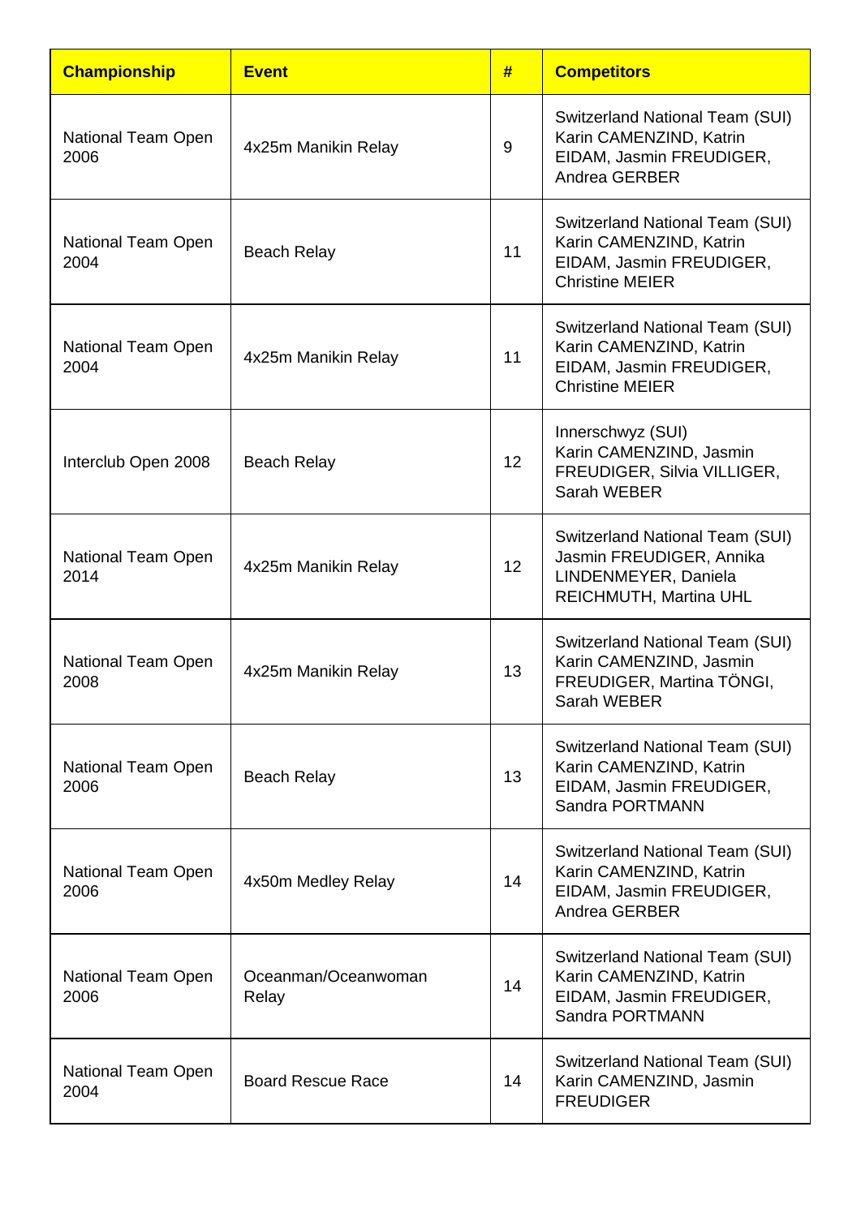| Championship | Event | # | Competitors |
| --- | --- | --- | --- |
| National Team Open 2006 | 4x25m Manikin Relay | 9 | Switzerland National Team (SUI) Karin CAMENZIND, Katrin EIDAM, Jasmin FREUDIGER, Andrea GERBER |
| National Team Open 2004 | Beach Relay | 11 | Switzerland National Team (SUI) Karin CAMENZIND, Katrin EIDAM, Jasmin FREUDIGER, Christine MEIER |
| National Team Open 2004 | 4x25m Manikin Relay | 11 | Switzerland National Team (SUI) Karin CAMENZIND, Katrin EIDAM, Jasmin FREUDIGER, Christine MEIER |
| Interclub Open 2008 | Beach Relay | 12 | Innerschwyz (SUI) Karin CAMENZIND, Jasmin FREUDIGER, Silvia VILLIGER, Sarah WEBER |
| National Team Open 2014 | 4x25m Manikin Relay | 12 | Switzerland National Team (SUI) Jasmin FREUDIGER, Annika LINDENMEYER, Daniela REICHMUTH, Martina UHL |
| National Team Open 2008 | 4x25m Manikin Relay | 13 | Switzerland National Team (SUI) Karin CAMENZIND, Jasmin FREUDIGER, Martina TÖNGI, Sarah WEBER |
| National Team Open 2006 | Beach Relay | 13 | Switzerland National Team (SUI) Karin CAMENZIND, Katrin EIDAM, Jasmin FREUDIGER, Sandra PORTMANN |
| National Team Open 2006 | 4x50m Medley Relay | 14 | Switzerland National Team (SUI) Karin CAMENZIND, Katrin EIDAM, Jasmin FREUDIGER, Andrea GERBER |
| National Team Open 2006 | Oceanman/Oceanwoman Relay | 14 | Switzerland National Team (SUI) Karin CAMENZIND, Katrin EIDAM, Jasmin FREUDIGER, Sandra PORTMANN |
| National Team Open 2004 | Board Rescue Race | 14 | Switzerland National Team (SUI) Karin CAMENZIND, Jasmin FREUDIGER |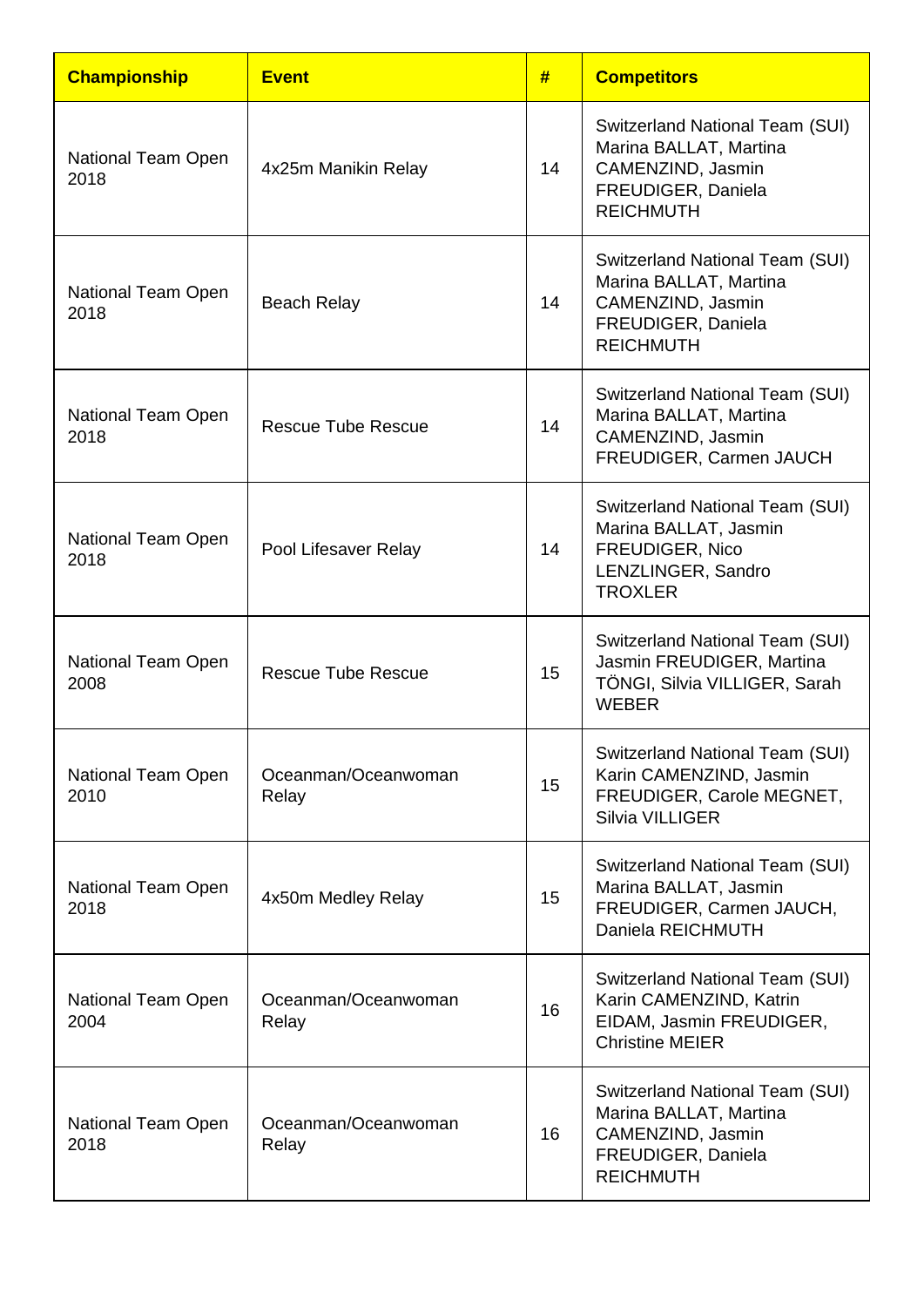| Championship | Event | # | Competitors |
|---|---|---|---|
| National Team Open 2018 | 4x25m Manikin Relay | 14 | Switzerland National Team (SUI) Marina BALLAT, Martina CAMENZIND, Jasmin FREUDIGER, Daniela REICHMUTH |
| National Team Open 2018 | Beach Relay | 14 | Switzerland National Team (SUI) Marina BALLAT, Martina CAMENZIND, Jasmin FREUDIGER, Daniela REICHMUTH |
| National Team Open 2018 | Rescue Tube Rescue | 14 | Switzerland National Team (SUI) Marina BALLAT, Martina CAMENZIND, Jasmin FREUDIGER, Carmen JAUCH |
| National Team Open 2018 | Pool Lifesaver Relay | 14 | Switzerland National Team (SUI) Marina BALLAT, Jasmin FREUDIGER, Nico LENZLINGER, Sandro TROXLER |
| National Team Open 2008 | Rescue Tube Rescue | 15 | Switzerland National Team (SUI) Jasmin FREUDIGER, Martina TÖNGI, Silvia VILLIGER, Sarah WEBER |
| National Team Open 2010 | Oceanman/Oceanwoman Relay | 15 | Switzerland National Team (SUI) Karin CAMENZIND, Jasmin FREUDIGER, Carole MEGNET, Silvia VILLIGER |
| National Team Open 2018 | 4x50m Medley Relay | 15 | Switzerland National Team (SUI) Marina BALLAT, Jasmin FREUDIGER, Carmen JAUCH, Daniela REICHMUTH |
| National Team Open 2004 | Oceanman/Oceanwoman Relay | 16 | Switzerland National Team (SUI) Karin CAMENZIND, Katrin EIDAM, Jasmin FREUDIGER, Christine MEIER |
| National Team Open 2018 | Oceanman/Oceanwoman Relay | 16 | Switzerland National Team (SUI) Marina BALLAT, Martina CAMENZIND, Jasmin FREUDIGER, Daniela REICHMUTH |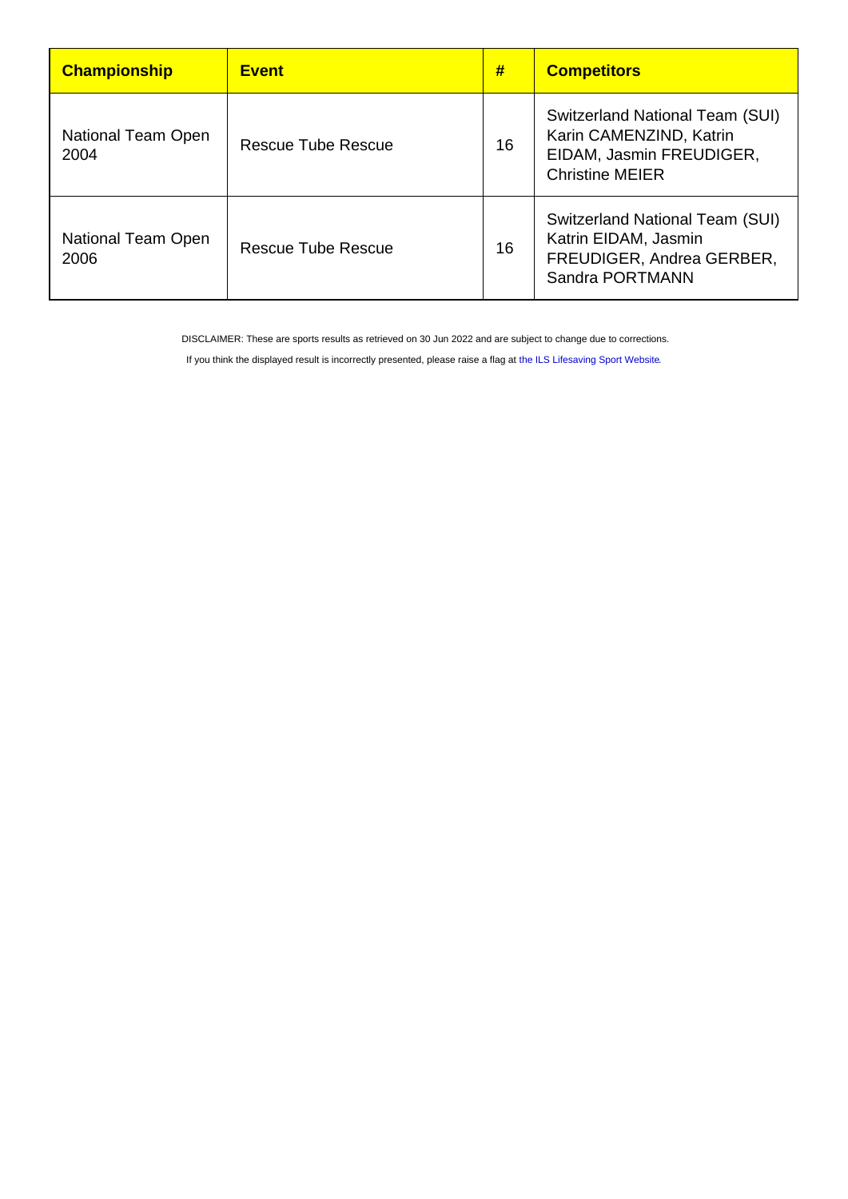| Championship | Event | # | Competitors |
| --- | --- | --- | --- |
| National Team Open 2004 | Rescue Tube Rescue | 16 | Switzerland National Team (SUI) Karin CAMENZIND, Katrin EIDAM, Jasmin FREUDIGER, Christine MEIER |
| National Team Open 2006 | Rescue Tube Rescue | 16 | Switzerland National Team (SUI) Katrin EIDAM, Jasmin FREUDIGER, Andrea GERBER, Sandra PORTMANN |

DISCLAIMER: These are sports results as retrieved on 30 Jun 2022 and are subject to change due to corrections.

If you think the displayed result is incorrectly presented, please raise a flag at the ILS Lifesaving Sport Website.